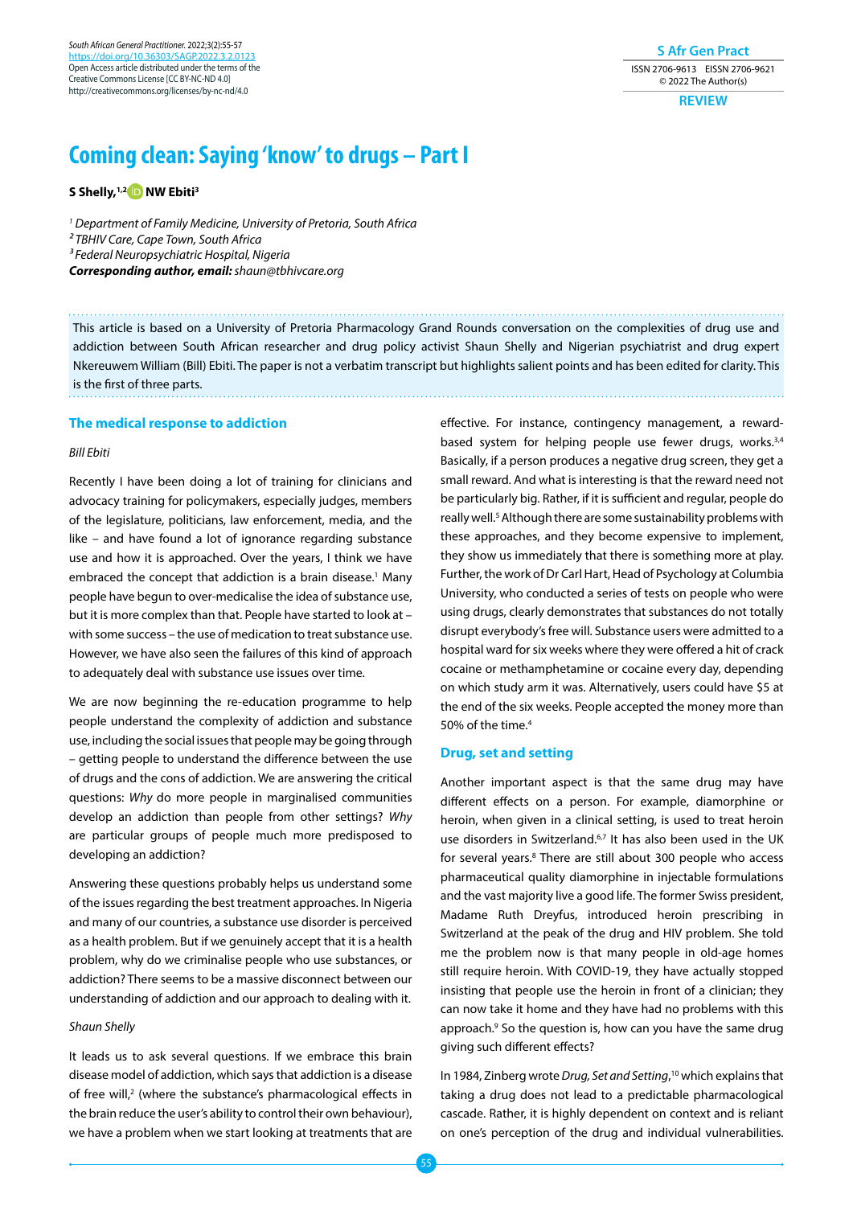REVIEW

# Coming clean: Saying 'know' to drugs – Part I

**S Shelly,[1,2] NW Ebiti[3]**

[1] *Department of Family Medicine, University of Pretoria, South Africa*
[2] *TBHIV Care, Cape Town, South Africa*
[3] *Federal Neuropsychiatric Hospital, Nigeria*
***Corresponding author, email:*** *shaun@tbhivcare.org*

This article is based on a University of Pretoria Pharmacology Grand Rounds conversation on the complexities of drug use and addiction between South African researcher and drug policy activist Shaun Shelly and Nigerian psychiatrist and drug expert Nkereuwem William (Bill) Ebiti. The paper is not a verbatim transcript but highlights salient points and has been edited for clarity. This is the first of three parts.

## The medical response to addiction

*Bill Ebiti*

Recently I have been doing a lot of training for clinicians and advocacy training for policymakers, especially judges, members of the legislature, politicians, law enforcement, media, and the like – and have found a lot of ignorance regarding substance use and how it is approached. Over the years, I think we have embraced the concept that addiction is a brain disease.[1] Many people have begun to over-medicalise the idea of substance use, but it is more complex than that. People have started to look at – with some success – the use of medication to treat substance use. However, we have also seen the failures of this kind of approach to adequately deal with substance use issues over time.

We are now beginning the re-education programme to help people understand the complexity of addiction and substance use, including the social issues that people may be going through – getting people to understand the difference between the use of drugs and the cons of addiction. We are answering the critical questions: *Why* do more people in marginalised communities develop an addiction than people from other settings? *Why* are particular groups of people much more predisposed to developing an addiction?

Answering these questions probably helps us understand some of the issues regarding the best treatment approaches. In Nigeria and many of our countries, a substance use disorder is perceived as a health problem. But if we genuinely accept that it is a health problem, why do we criminalise people who use substances, or addiction? There seems to be a massive disconnect between our understanding of addiction and our approach to dealing with it.

*Shaun Shelly*

It leads us to ask several questions. If we embrace this brain disease model of addiction, which says that addiction is a disease of free will,[2] (where the substance's pharmacological effects in the brain reduce the user's ability to control their own behaviour), we have a problem when we start looking at treatments that are effective. For instance, contingency management, a reward-based system for helping people use fewer drugs, works.[3,4] Basically, if a person produces a negative drug screen, they get a small reward. And what is interesting is that the reward need not be particularly big. Rather, if it is sufficient and regular, people do really well.[5] Although there are some sustainability problems with these approaches, and they become expensive to implement, they show us immediately that there is something more at play. Further, the work of Dr Carl Hart, Head of Psychology at Columbia University, who conducted a series of tests on people who were using drugs, clearly demonstrates that substances do not totally disrupt everybody's free will. Substance users were admitted to a hospital ward for six weeks where they were offered a hit of crack cocaine or methamphetamine or cocaine every day, depending on which study arm it was. Alternatively, users could have $5 at the end of the six weeks. People accepted the money more than 50% of the time.[4]

## Drug, set and setting

Another important aspect is that the same drug may have different effects on a person. For example, diamorphine or heroin, when given in a clinical setting, is used to treat heroin use disorders in Switzerland.[6,7] It has also been used in the UK for several years.[8] There are still about 300 people who access pharmaceutical quality diamorphine in injectable formulations and the vast majority live a good life. The former Swiss president, Madame Ruth Dreyfus, introduced heroin prescribing in Switzerland at the peak of the drug and HIV problem. She told me the problem now is that many people in old-age homes still require heroin. With COVID-19, they have actually stopped insisting that people use the heroin in front of a clinician; they can now take it home and they have had no problems with this approach.[9] So the question is, how can you have the same drug giving such different effects?

In 1984, Zinberg wrote *Drug, Set and Setting*,[10] which explains that taking a drug does not lead to a predictable pharmacological cascade. Rather, it is highly dependent on context and is reliant on one's perception of the drug and individual vulnerabilities.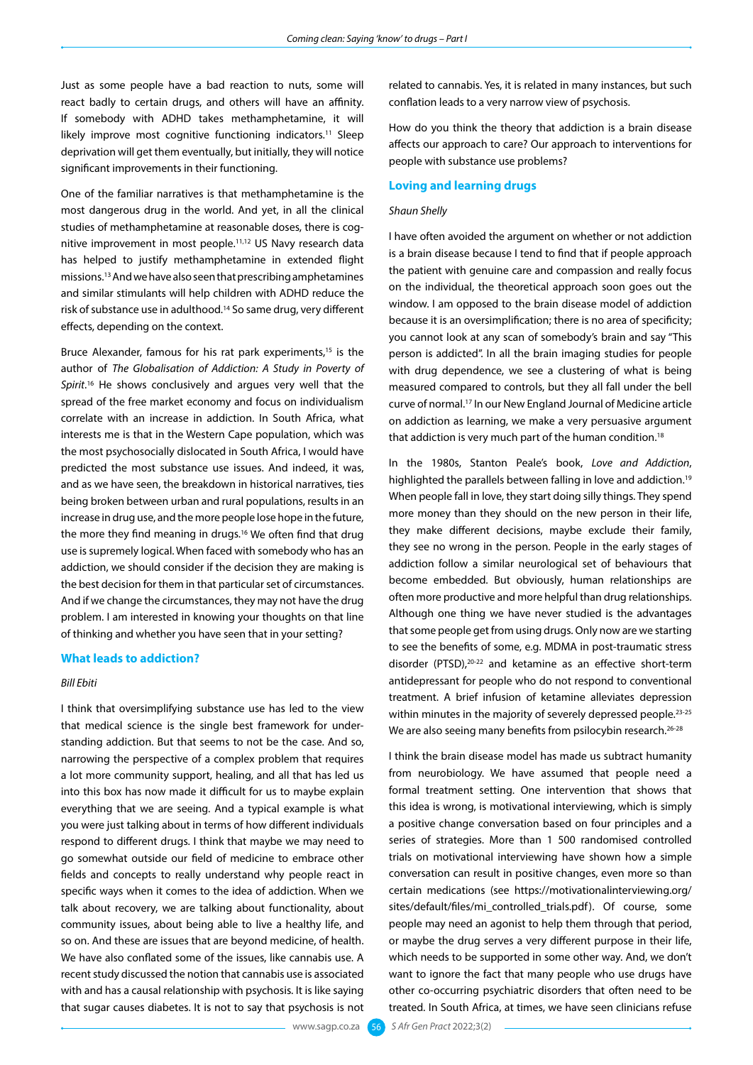Just as some people have a bad reaction to nuts, some will react badly to certain drugs, and others will have an affinity. If somebody with ADHD takes methamphetamine, it will likely improve most cognitive functioning indicators.[11] Sleep deprivation will get them eventually, but initially, they will notice significant improvements in their functioning.

One of the familiar narratives is that methamphetamine is the most dangerous drug in the world. And yet, in all the clinical studies of methamphetamine at reasonable doses, there is cognitive improvement in most people.[11,12] US Navy research data has helped to justify methamphetamine in extended flight missions.[13] And we have also seen that prescribing amphetamines and similar stimulants will help children with ADHD reduce the risk of substance use in adulthood.[14] So same drug, very different effects, depending on the context.

Bruce Alexander, famous for his rat park experiments,[15] is the author of *The Globalisation of Addiction: A Study in Poverty of Spirit*.[16] He shows conclusively and argues very well that the spread of the free market economy and focus on individualism correlate with an increase in addiction. In South Africa, what interests me is that in the Western Cape population, which was the most psychosocially dislocated in South Africa, I would have predicted the most substance use issues. And indeed, it was, and as we have seen, the breakdown in historical narratives, ties being broken between urban and rural populations, results in an increase in drug use, and the more people lose hope in the future, the more they find meaning in drugs.[16] We often find that drug use is supremely logical. When faced with somebody who has an addiction, we should consider if the decision they are making is the best decision for them in that particular set of circumstances. And if we change the circumstances, they may not have the drug problem. I am interested in knowing your thoughts on that line of thinking and whether you have seen that in your setting?

## What leads to addiction?

*Bill Ebiti*

I think that oversimplifying substance use has led to the view that medical science is the single best framework for understanding addiction. But that seems to not be the case. And so, narrowing the perspective of a complex problem that requires a lot more community support, healing, and all that has led us into this box has now made it difficult for us to maybe explain everything that we are seeing. And a typical example is what you were just talking about in terms of how different individuals respond to different drugs. I think that maybe we may need to go somewhat outside our field of medicine to embrace other fields and concepts to really understand why people react in specific ways when it comes to the idea of addiction. When we talk about recovery, we are talking about functionality, about community issues, about being able to live a healthy life, and so on. And these are issues that are beyond medicine, of health. We have also conflated some of the issues, like cannabis use. A recent study discussed the notion that cannabis use is associated with and has a causal relationship with psychosis. It is like saying that sugar causes diabetes. It is not to say that psychosis is not related to cannabis. Yes, it is related in many instances, but such conflation leads to a very narrow view of psychosis.

How do you think the theory that addiction is a brain disease affects our approach to care? Our approach to interventions for people with substance use problems?

## Loving and learning drugs

*Shaun Shelly*

I have often avoided the argument on whether or not addiction is a brain disease because I tend to find that if people approach the patient with genuine care and compassion and really focus on the individual, the theoretical approach soon goes out the window. I am opposed to the brain disease model of addiction because it is an oversimplification; there is no area of specificity; you cannot look at any scan of somebody's brain and say "This person is addicted". In all the brain imaging studies for people with drug dependence, we see a clustering of what is being measured compared to controls, but they all fall under the bell curve of normal.[17] In our New England Journal of Medicine article on addiction as learning, we make a very persuasive argument that addiction is very much part of the human condition.[18]

In the 1980s, Stanton Peale's book, *Love and Addiction*, highlighted the parallels between falling in love and addiction.[19] When people fall in love, they start doing silly things. They spend more money than they should on the new person in their life, they make different decisions, maybe exclude their family, they see no wrong in the person. People in the early stages of addiction follow a similar neurological set of behaviours that become embedded. But obviously, human relationships are often more productive and more helpful than drug relationships. Although one thing we have never studied is the advantages that some people get from using drugs. Only now are we starting to see the benefits of some, e.g. MDMA in post-traumatic stress disorder (PTSD),[20-22] and ketamine as an effective short-term antidepressant for people who do not respond to conventional treatment. A brief infusion of ketamine alleviates depression within minutes in the majority of severely depressed people.[23-25] We are also seeing many benefits from psilocybin research.[26-28]

I think the brain disease model has made us subtract humanity from neurobiology. We have assumed that people need a formal treatment setting. One intervention that shows that this idea is wrong, is motivational interviewing, which is simply a positive change conversation based on four principles and a series of strategies. More than 1 500 randomised controlled trials on motivational interviewing have shown how a simple conversation can result in positive changes, even more so than certain medications (see https://motivationalinterviewing.org/sites/default/files/mi_controlled_trials.pdf). Of course, some people may need an agonist to help them through that period, or maybe the drug serves a very different purpose in their life, which needs to be supported in some other way. And, we don't want to ignore the fact that many people who use drugs have other co-occurring psychiatric disorders that often need to be treated. In South Africa, at times, we have seen clinicians refuse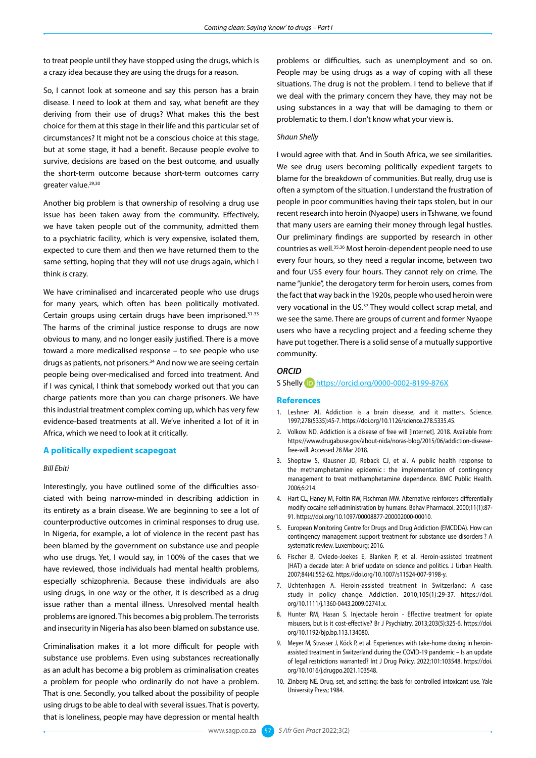to treat people until they have stopped using the drugs, which is a crazy idea because they are using the drugs for a reason.

So, I cannot look at someone and say this person has a brain disease. I need to look at them and say, what benefit are they deriving from their use of drugs? What makes this the best choice for them at this stage in their life and this particular set of circumstances? It might not be a conscious choice at this stage, but at some stage, it had a benefit. Because people evolve to survive, decisions are based on the best outcome, and usually the short-term outcome because short-term outcomes carry greater value.[29,30]

Another big problem is that ownership of resolving a drug use issue has been taken away from the community. Effectively, we have taken people out of the community, admitted them to a psychiatric facility, which is very expensive, isolated them, expected to cure them and then we have returned them to the same setting, hoping that they will not use drugs again, which I think *is* crazy.

We have criminalised and incarcerated people who use drugs for many years, which often has been politically motivated. Certain groups using certain drugs have been imprisoned.[31-33] The harms of the criminal justice response to drugs are now obvious to many, and no longer easily justified. There is a move toward a more medicalised response – to see people who use drugs as patients, not prisoners.[34] And now we are seeing certain people being over-medicalised and forced into treatment. And if I was cynical, I think that somebody worked out that you can charge patients more than you can charge prisoners. We have this industrial treatment complex coming up, which has very few evidence-based treatments at all. We've inherited a lot of it in Africa, which we need to look at it critically.

## A politically expedient scapegoat

*Bill Ebiti*

Interestingly, you have outlined some of the difficulties associated with being narrow-minded in describing addiction in its entirety as a brain disease. We are beginning to see a lot of counterproductive outcomes in criminal responses to drug use. In Nigeria, for example, a lot of violence in the recent past has been blamed by the government on substance use and people who use drugs. Yet, I would say, in 100% of the cases that we have reviewed, those individuals had mental health problems, especially schizophrenia. Because these individuals are also using drugs, in one way or the other, it is described as a drug issue rather than a mental illness. Unresolved mental health problems are ignored. This becomes a big problem. The terrorists and insecurity in Nigeria has also been blamed on substance use.

Criminalisation makes it a lot more difficult for people with substance use problems. Even using substances recreationally as an adult has become a big problem as criminalisation creates a problem for people who ordinarily do not have a problem. That is one. Secondly, you talked about the possibility of people using drugs to be able to deal with several issues. That is poverty, that is loneliness, people may have depression or mental health problems or difficulties, such as unemployment and so on. People may be using drugs as a way of coping with all these situations. The drug is not the problem. I tend to believe that if we deal with the primary concern they have, they may not be using substances in a way that will be damaging to them or problematic to them. I don't know what your view is.

*Shaun Shelly*

I would agree with that. And in South Africa, we see similarities. We see drug users becoming politically expedient targets to blame for the breakdown of communities. But really, drug use is often a symptom of the situation. I understand the frustration of people in poor communities having their taps stolen, but in our recent research into heroin (Nyaope) users in Tshwane, we found that many users are earning their money through legal hustles. Our preliminary findings are supported by research in other countries as well.[35,36] Most heroin-dependent people need to use every four hours, so they need a regular income, between two and four US$ every four hours. They cannot rely on crime. The name "junkie", the derogatory term for heroin users, comes from the fact that way back in the 1920s, people who used heroin were very vocational in the US.[37] They would collect scrap metal, and we see the same. There are groups of current and former Nyaope users who have a recycling project and a feeding scheme they have put together. There is a solid sense of a mutually supportive community.

### ORCID

S Shelly https://orcid.org/0000-0002-8199-876X

## References

1. Leshner AI. Addiction is a brain disease, and it matters. Science. 1997;278(5335):45-7. https://doi.org/10.1126/science.278.5335.45.
2. Volkow ND. Addiction is a disease of free will [Internet]. 2018. Available from: https://www.drugabuse.gov/about-nida/noras-blog/2015/06/addiction-disease-free-will. Accessed 28 Mar 2018.
3. Shoptaw S, Klausner JD, Reback CJ, et al. A public health response to the methamphetamine epidemic : the implementation of contingency management to treat methamphetamine dependence. BMC Public Health. 2006;6:214.
4. Hart CL, Haney M, Foltin RW, Fischman MW. Alternative reinforcers differentially modify cocaine self-administration by humans. Behav Pharmacol. 2000;11(1):87-91. https://doi.org/10.1097/00008877-200002000-00010.
5. European Monitoring Centre for Drugs and Drug Addiction (EMCDDA). How can contingency management support treatment for substance use disorders ? A systematic review. Luxembourg; 2016.
6. Fischer B, Oviedo-Joekes E, Blanken P, et al. Heroin-assisted treatment (HAT) a decade later: A brief update on science and politics. J Urban Health. 2007;84(4):552-62. https://doi.org/10.1007/s11524-007-9198-y.
7. Uchtenhagen A. Heroin-assisted treatment in Switzerland: A case study in policy change. Addiction. 2010;105(1):29-37. https://doi.org/10.1111/j.1360-0443.2009.02741.x.
8. Hunter RM, Hasan S. Injectable heroin - Effective treatment for opiate misusers, but is it cost-effective? Br J Psychiatry. 2013;203(5):325-6. https://doi.org/10.1192/bjp.bp.113.134080.
9. Meyer M, Strasser J, Köck P, et al. Experiences with take-home dosing in heroin-assisted treatment in Switzerland during the COVID-19 pandemic – Is an update of legal restrictions warranted? Int J Drug Policy. 2022;101:103548. https://doi.org/10.1016/j.drugpo.2021.103548.
10. Zinberg NE. Drug, set, and setting: the basis for controlled intoxicant use. Yale University Press; 1984.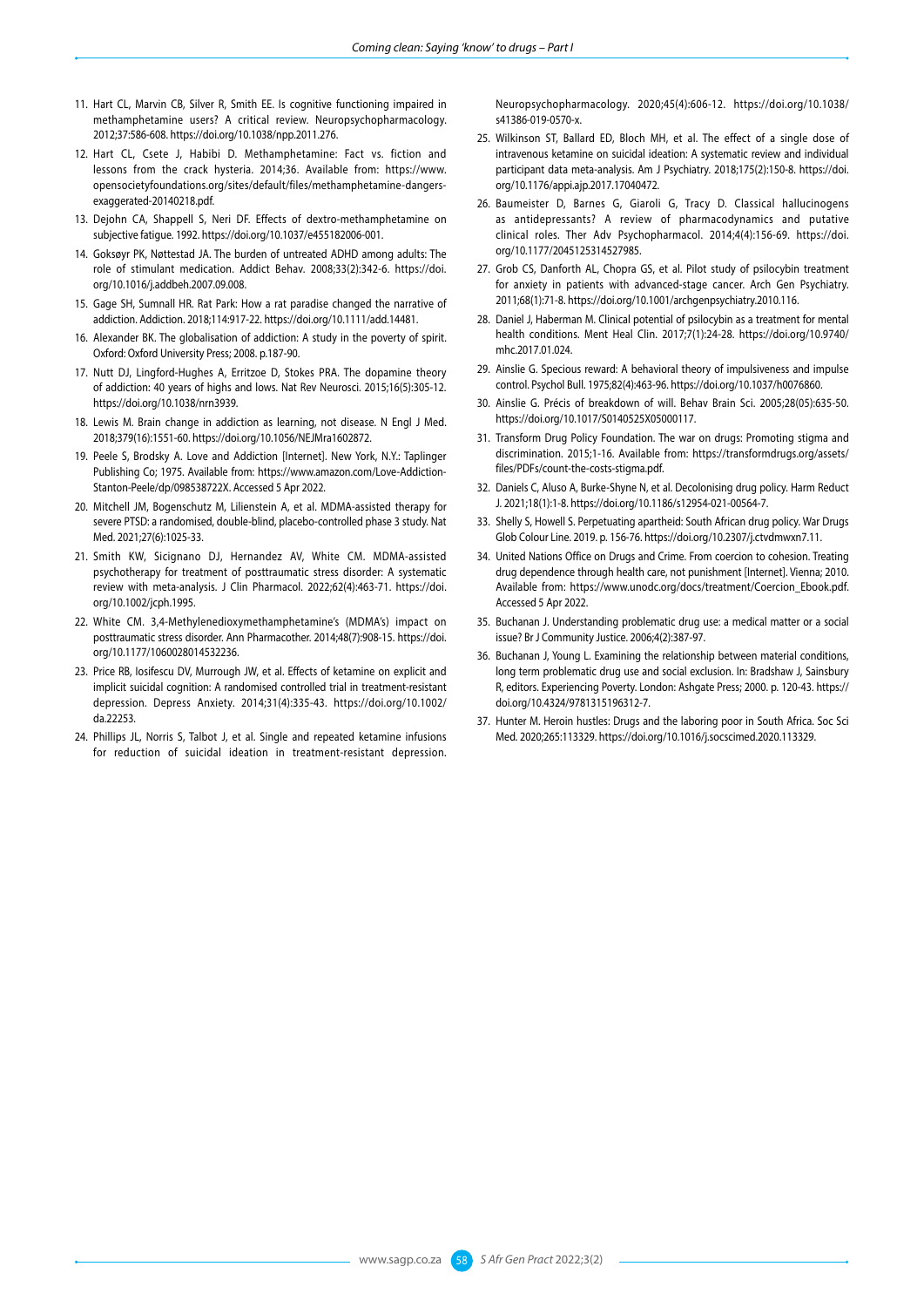11. Hart CL, Marvin CB, Silver R, Smith EE. Is cognitive functioning impaired in methamphetamine users? A critical review. Neuropsychopharmacology. 2012;37:586-608. https://doi.org/10.1038/npp.2011.276.
12. Hart CL, Csete J, Habibi D. Methamphetamine: Fact vs. fiction and lessons from the crack hysteria. 2014;36. Available from: https://www.opensocietyfoundations.org/sites/default/files/methamphetamine-dangers-exaggerated-20140218.pdf.
13. Dejohn CA, Shappell S, Neri DF. Effects of dextro-methamphetamine on subjective fatigue. 1992. https://doi.org/10.1037/e455182006-001.
14. Goksøyr PK, Nøttestad JA. The burden of untreated ADHD among adults: The role of stimulant medication. Addict Behav. 2008;33(2):342-6. https://doi.org/10.1016/j.addbeh.2007.09.008.
15. Gage SH, Sumnall HR. Rat Park: How a rat paradise changed the narrative of addiction. Addiction. 2018;114:917-22. https://doi.org/10.1111/add.14481.
16. Alexander BK. The globalisation of addiction: A study in the poverty of spirit. Oxford: Oxford University Press; 2008. p.187-90.
17. Nutt DJ, Lingford-Hughes A, Erritzoe D, Stokes PRA. The dopamine theory of addiction: 40 years of highs and lows. Nat Rev Neurosci. 2015;16(5):305-12. https://doi.org/10.1038/nrn3939.
18. Lewis M. Brain change in addiction as learning, not disease. N Engl J Med. 2018;379(16):1551-60. https://doi.org/10.1056/NEJMra1602872.
19. Peele S, Brodsky A. Love and Addiction [Internet]. New York, N.Y.: Taplinger Publishing Co; 1975. Available from: https://www.amazon.com/Love-Addiction-Stanton-Peele/dp/098538722X. Accessed 5 Apr 2022.
20. Mitchell JM, Bogenschutz M, Lilienstein A, et al. MDMA-assisted therapy for severe PTSD: a randomised, double-blind, placebo-controlled phase 3 study. Nat Med. 2021;27(6):1025-33.
21. Smith KW, Sicignano DJ, Hernandez AV, White CM. MDMA-assisted psychotherapy for treatment of posttraumatic stress disorder: A systematic review with meta-analysis. J Clin Pharmacol. 2022;62(4):463-71. https://doi.org/10.1002/jcph.1995.
22. White CM. 3,4-Methylenedioxymethamphetamine's (MDMA's) impact on posttraumatic stress disorder. Ann Pharmacother. 2014;48(7):908-15. https://doi.org/10.1177/1060028014532236.
23. Price RB, Iosifescu DV, Murrough JW, et al. Effects of ketamine on explicit and implicit suicidal cognition: A randomised controlled trial in treatment-resistant depression. Depress Anxiety. 2014;31(4):335-43. https://doi.org/10.1002/da.22253.
24. Phillips JL, Norris S, Talbot J, et al. Single and repeated ketamine infusions for reduction of suicidal ideation in treatment-resistant depression. Neuropsychopharmacology. 2020;45(4):606-12. https://doi.org/10.1038/s41386-019-0570-x.
25. Wilkinson ST, Ballard ED, Bloch MH, et al. The effect of a single dose of intravenous ketamine on suicidal ideation: A systematic review and individual participant data meta-analysis. Am J Psychiatry. 2018;175(2):150-8. https://doi.org/10.1176/appi.ajp.2017.17040472.
26. Baumeister D, Barnes G, Giaroli G, Tracy D. Classical hallucinogens as antidepressants? A review of pharmacodynamics and putative clinical roles. Ther Adv Psychopharmacol. 2014;4(4):156-69. https://doi.org/10.1177/2045125314527985.
27. Grob CS, Danforth AL, Chopra GS, et al. Pilot study of psilocybin treatment for anxiety in patients with advanced-stage cancer. Arch Gen Psychiatry. 2011;68(1):71-8. https://doi.org/10.1001/archgenpsychiatry.2010.116.
28. Daniel J, Haberman M. Clinical potential of psilocybin as a treatment for mental health conditions. Ment Heal Clin. 2017;7(1):24-28. https://doi.org/10.9740/mhc.2017.01.024.
29. Ainslie G. Specious reward: A behavioral theory of impulsiveness and impulse control. Psychol Bull. 1975;82(4):463-96. https://doi.org/10.1037/h0076860.
30. Ainslie G. Précis of breakdown of will. Behav Brain Sci. 2005;28(05):635-50. https://doi.org/10.1017/S0140525X05000117.
31. Transform Drug Policy Foundation. The war on drugs: Promoting stigma and discrimination. 2015;1-16. Available from: https://transformdrugs.org/assets/files/PDFs/count-the-costs-stigma.pdf.
32. Daniels C, Aluso A, Burke-Shyne N, et al. Decolonising drug policy. Harm Reduct J. 2021;18(1):1-8. https://doi.org/10.1186/s12954-021-00564-7.
33. Shelly S, Howell S. Perpetuating apartheid: South African drug policy. War Drugs Glob Colour Line. 2019. p. 156-76. https://doi.org/10.2307/j.ctvdmwxn7.11.
34. United Nations Office on Drugs and Crime. From coercion to cohesion. Treating drug dependence through health care, not punishment [Internet]. Vienna; 2010. Available from: https://www.unodc.org/docs/treatment/Coercion_Ebook.pdf. Accessed 5 Apr 2022.
35. Buchanan J. Understanding problematic drug use: a medical matter or a social issue? Br J Community Justice. 2006;4(2):387-97.
36. Buchanan J, Young L. Examining the relationship between material conditions, long term problematic drug use and social exclusion. In: Bradshaw J, Sainsbury R, editors. Experiencing Poverty. London: Ashgate Press; 2000. p. 120-43. https://doi.org/10.4324/9781315196312-7.
37. Hunter M. Heroin hustles: Drugs and the laboring poor in South Africa. Soc Sci Med. 2020;265:113329. https://doi.org/10.1016/j.socscimed.2020.113329.